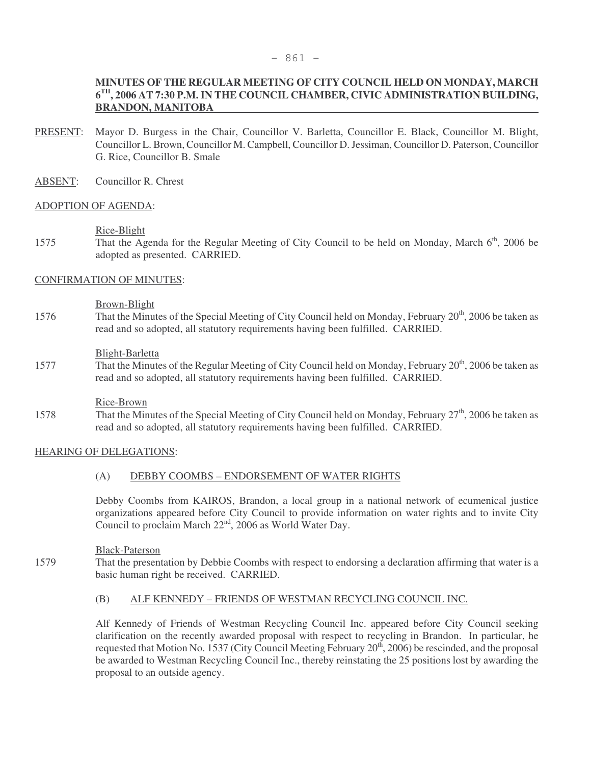**MINUTES OF THE REGULAR MEETING OF CITY COUNCIL HELD ON MONDAY, MARCH 6TH, 2006 AT 7:30 P.M. IN THE COUNCIL CHAMBER, CIVIC ADMINISTRATION BUILDING, BRANDON, MANITOBA**

PRESENT: Mayor D. Burgess in the Chair, Councillor V. Barletta, Councillor E. Black, Councillor M. Blight, Councillor L. Brown, Councillor M. Campbell, Councillor D. Jessiman, Councillor D. Paterson, Councillor G. Rice, Councillor B. Smale

ABSENT: Councillor R. Chrest

ADOPTION OF AGENDA:

Rice-Blight

1575 That the Agenda for the Regular Meeting of City Council to be held on Monday, March 6th, 2006 be adopted as presented. CARRIED.

CONFIRMATION OF MINUTES:

Brown-Blight

1576 That the Minutes of the Special Meeting of City Council held on Monday, February 20th, 2006 be taken as read and so adopted, all statutory requirements having been fulfilled. CARRIED.

Blight-Barletta

1577 That the Minutes of the Regular Meeting of City Council held on Monday, February 20th, 2006 be taken as read and so adopted, all statutory requirements having been fulfilled. CARRIED.

Rice-Brown

1578 That the Minutes of the Special Meeting of City Council held on Monday, February 27th, 2006 be taken as read and so adopted, all statutory requirements having been fulfilled. CARRIED.

HEARING OF DELEGATIONS:

(A) DEBBY COOMBS – ENDORSEMENT OF WATER RIGHTS

Debby Coombs from KAIROS, Brandon, a local group in a national network of ecumenical justice organizations appeared before City Council to provide information on water rights and to invite City Council to proclaim March 22nd, 2006 as World Water Day.

Black-Paterson

1579 That the presentation by Debbie Coombs with respect to endorsing a declaration affirming that water is a basic human right be received. CARRIED.

(B) ALF KENNEDY – FRIENDS OF WESTMAN RECYCLING COUNCIL INC.

Alf Kennedy of Friends of Westman Recycling Council Inc. appeared before City Council seeking clarification on the recently awarded proposal with respect to recycling in Brandon. In particular, he requested that Motion No. 1537 (City Council Meeting February 20th, 2006) be rescinded, and the proposal be awarded to Westman Recycling Council Inc., thereby reinstating the 25 positions lost by awarding the proposal to an outside agency.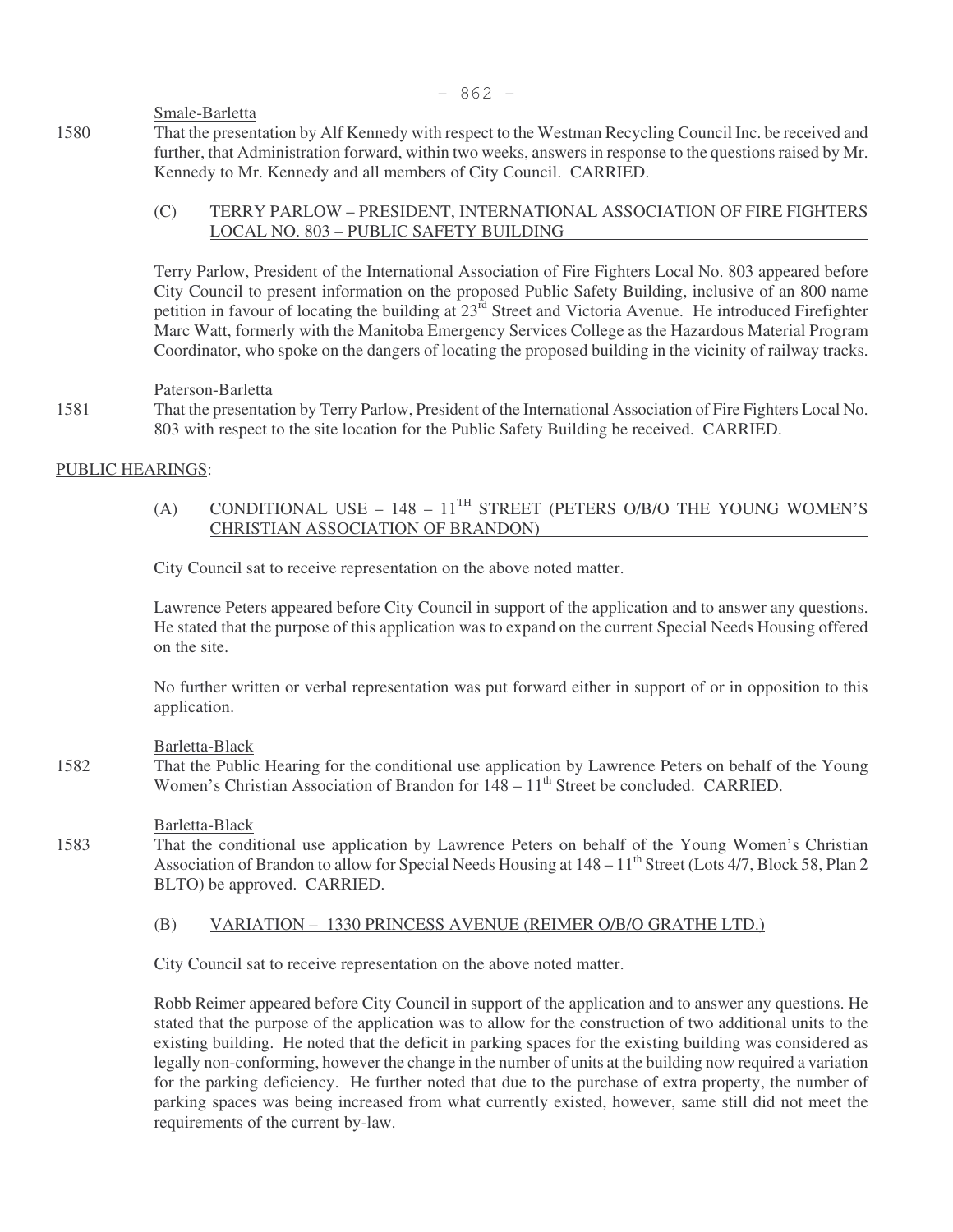Smale-Barletta

1580 That the presentation by Alf Kennedy with respect to the Westman Recycling Council Inc. be received and further, that Administration forward, within two weeks, answers in response to the questions raised by Mr. Kennedy to Mr. Kennedy and all members of City Council. CARRIED.

### (C) TERRY PARLOW – PRESIDENT, INTERNATIONAL ASSOCIATION OF FIRE FIGHTERS LOCAL NO. 803 – PUBLIC SAFETY BUILDING

Terry Parlow, President of the International Association of Fire Fighters Local No. 803 appeared before City Council to present information on the proposed Public Safety Building, inclusive of an 800 name petition in favour of locating the building at 23rd Street and Victoria Avenue. He introduced Firefighter Marc Watt, formerly with the Manitoba Emergency Services College as the Hazardous Material Program Coordinator, who spoke on the dangers of locating the proposed building in the vicinity of railway tracks.

Paterson-Barletta

1581 That the presentation by Terry Parlow, President of the International Association of Fire Fighters Local No. 803 with respect to the site location for the Public Safety Building be received. CARRIED.

## PUBLIC HEARINGS:

### (A) CONDITIONAL USE – 148 – 11TH STREET (PETERS O/B/O THE YOUNG WOMEN'S CHRISTIAN ASSOCIATION OF BRANDON)

City Council sat to receive representation on the above noted matter.

Lawrence Peters appeared before City Council in support of the application and to answer any questions. He stated that the purpose of this application was to expand on the current Special Needs Housing offered on the site.

No further written or verbal representation was put forward either in support of or in opposition to this application.

Barletta-Black

1582 That the Public Hearing for the conditional use application by Lawrence Peters on behalf of the Young Women's Christian Association of Brandon for 148 – 11th Street be concluded. CARRIED.

Barletta-Black

1583 That the conditional use application by Lawrence Peters on behalf of the Young Women's Christian Association of Brandon to allow for Special Needs Housing at 148 – 11th Street (Lots 4/7, Block 58, Plan 2 BLTO) be approved. CARRIED.

### (B) VARIATION – 1330 PRINCESS AVENUE (REIMER O/B/O GRATHE LTD.)

City Council sat to receive representation on the above noted matter.

Robb Reimer appeared before City Council in support of the application and to answer any questions. He stated that the purpose of the application was to allow for the construction of two additional units to the existing building. He noted that the deficit in parking spaces for the existing building was considered as legally non-conforming, however the change in the number of units at the building now required a variation for the parking deficiency. He further noted that due to the purchase of extra property, the number of parking spaces was being increased from what currently existed, however, same still did not meet the requirements of the current by-law.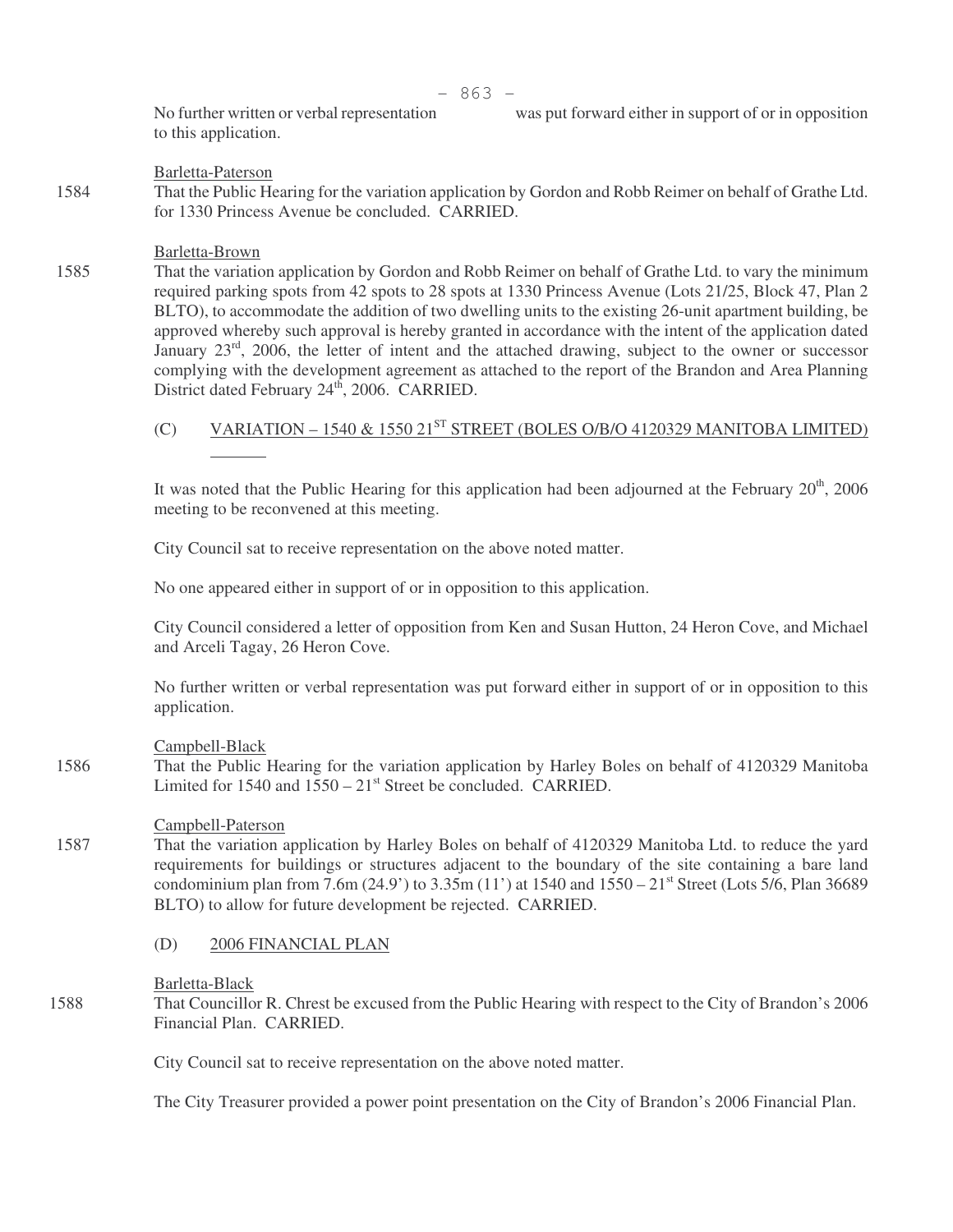No further written or verbal representation was put forward either in support of or in opposition to this application.

Barletta-Paterson

1584 That the Public Hearing for the variation application by Gordon and Robb Reimer on behalf of Grathe Ltd. for 1330 Princess Avenue be concluded. CARRIED.

Barletta-Brown

1585 That the variation application by Gordon and Robb Reimer on behalf of Grathe Ltd. to vary the minimum required parking spots from 42 spots to 28 spots at 1330 Princess Avenue (Lots 21/25, Block 47, Plan 2 BLTO), to accommodate the addition of two dwelling units to the existing 26-unit apartment building, be approved whereby such approval is hereby granted in accordance with the intent of the application dated January 23rd, 2006, the letter of intent and the attached drawing, subject to the owner or successor complying with the development agreement as attached to the report of the Brandon and Area Planning District dated February 24th, 2006. CARRIED.

## (C) VARIATION – 1540 & 1550 21ST STREET (BOLES O/B/O 4120329 MANITOBA LIMITED)

It was noted that the Public Hearing for this application had been adjourned at the February 20th, 2006 meeting to be reconvened at this meeting.

City Council sat to receive representation on the above noted matter.

No one appeared either in support of or in opposition to this application.

City Council considered a letter of opposition from Ken and Susan Hutton, 24 Heron Cove, and Michael and Arceli Tagay, 26 Heron Cove.

No further written or verbal representation was put forward either in support of or in opposition to this application.

Campbell-Black

1586 That the Public Hearing for the variation application by Harley Boles on behalf of 4120329 Manitoba Limited for 1540 and 1550 – 21st Street be concluded. CARRIED.

Campbell-Paterson

1587 That the variation application by Harley Boles on behalf of 4120329 Manitoba Ltd. to reduce the yard requirements for buildings or structures adjacent to the boundary of the site containing a bare land condominium plan from 7.6m (24.9') to 3.35m (11') at 1540 and 1550 – 21st Street (Lots 5/6, Plan 36689 BLTO) to allow for future development be rejected. CARRIED.

## (D) 2006 FINANCIAL PLAN

Barletta-Black

1588 That Councillor R. Chrest be excused from the Public Hearing with respect to the City of Brandon's 2006 Financial Plan. CARRIED.

City Council sat to receive representation on the above noted matter.

The City Treasurer provided a power point presentation on the City of Brandon's 2006 Financial Plan.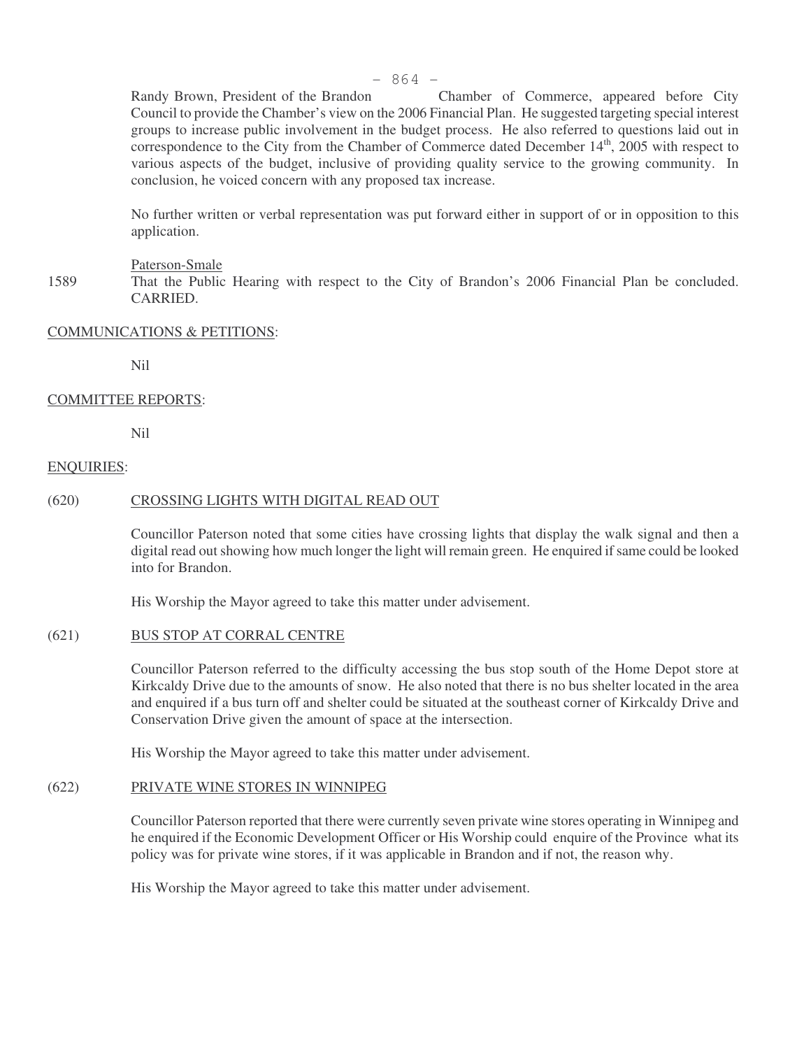Randy Brown, President of the Brandon Chamber of Commerce, appeared before City Council to provide the Chamber's view on the 2006 Financial Plan. He suggested targeting special interest groups to increase public involvement in the budget process. He also referred to questions laid out in correspondence to the City from the Chamber of Commerce dated December 14th, 2005 with respect to various aspects of the budget, inclusive of providing quality service to the growing community. In conclusion, he voiced concern with any proposed tax increase.

No further written or verbal representation was put forward either in support of or in opposition to this application.

Paterson-Smale

1589 That the Public Hearing with respect to the City of Brandon's 2006 Financial Plan be concluded. CARRIED.

COMMUNICATIONS & PETITIONS:

Nil

COMMITTEE REPORTS:

Nil

ENQUIRIES:

(620) CROSSING LIGHTS WITH DIGITAL READ OUT

Councillor Paterson noted that some cities have crossing lights that display the walk signal and then a digital read out showing how much longer the light will remain green. He enquired if same could be looked into for Brandon.

His Worship the Mayor agreed to take this matter under advisement.

(621) BUS STOP AT CORRAL CENTRE

Councillor Paterson referred to the difficulty accessing the bus stop south of the Home Depot store at Kirkcaldy Drive due to the amounts of snow. He also noted that there is no bus shelter located in the area and enquired if a bus turn off and shelter could be situated at the southeast corner of Kirkcaldy Drive and Conservation Drive given the amount of space at the intersection.

His Worship the Mayor agreed to take this matter under advisement.

(622) PRIVATE WINE STORES IN WINNIPEG

Councillor Paterson reported that there were currently seven private wine stores operating in Winnipeg and he enquired if the Economic Development Officer or His Worship could enquire of the Province what its policy was for private wine stores, if it was applicable in Brandon and if not, the reason why.

His Worship the Mayor agreed to take this matter under advisement.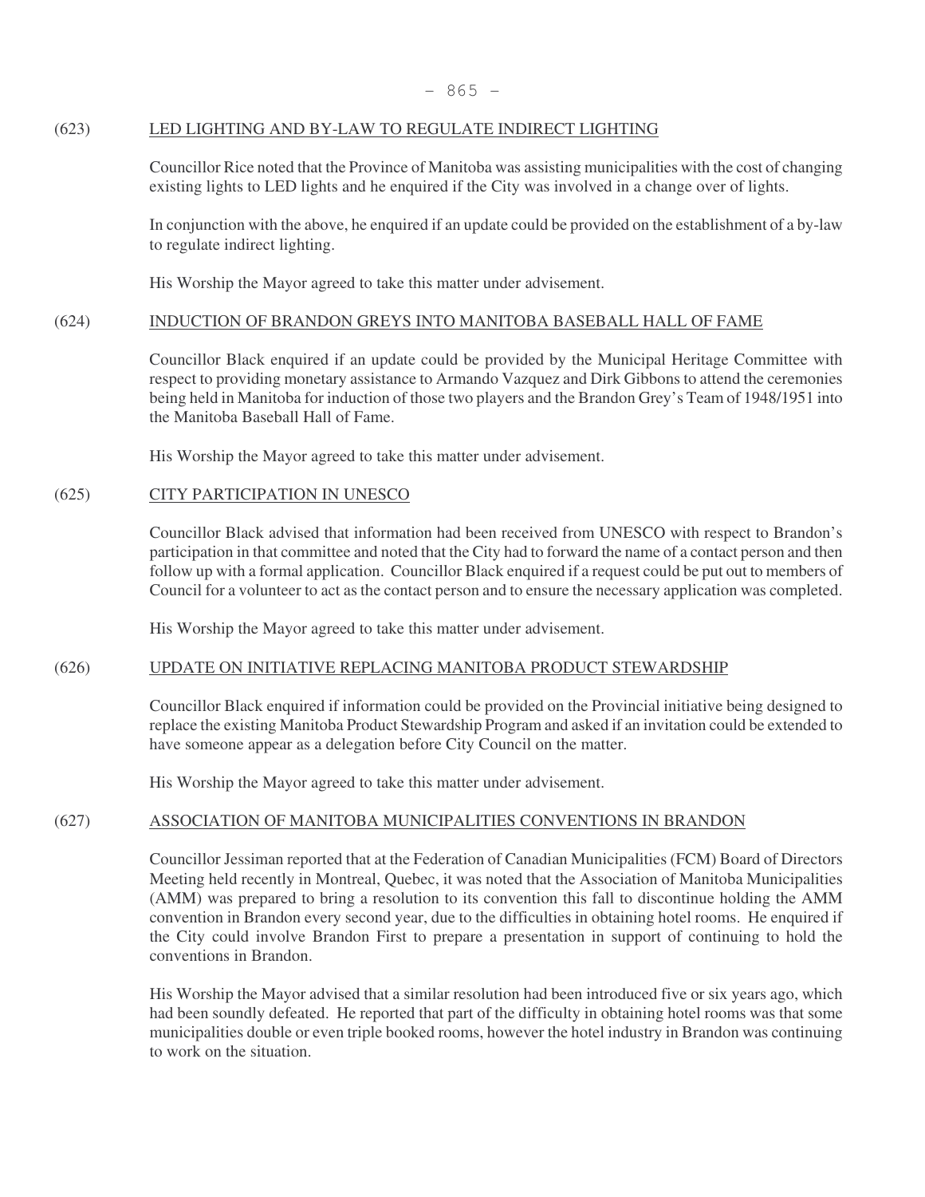(623) LED LIGHTING AND BY-LAW TO REGULATE INDIRECT LIGHTING

Councillor Rice noted that the Province of Manitoba was assisting municipalities with the cost of changing existing lights to LED lights and he enquired if the City was involved in a change over of lights.

In conjunction with the above, he enquired if an update could be provided on the establishment of a by-law to regulate indirect lighting.

His Worship the Mayor agreed to take this matter under advisement.

(624) INDUCTION OF BRANDON GREYS INTO MANITOBA BASEBALL HALL OF FAME

Councillor Black enquired if an update could be provided by the Municipal Heritage Committee with respect to providing monetary assistance to Armando Vazquez and Dirk Gibbons to attend the ceremonies being held in Manitoba for induction of those two players and the Brandon Grey's Team of 1948/1951 into the Manitoba Baseball Hall of Fame.

His Worship the Mayor agreed to take this matter under advisement.

(625) CITY PARTICIPATION IN UNESCO

Councillor Black advised that information had been received from UNESCO with respect to Brandon's participation in that committee and noted that the City had to forward the name of a contact person and then follow up with a formal application. Councillor Black enquired if a request could be put out to members of Council for a volunteer to act as the contact person and to ensure the necessary application was completed.

His Worship the Mayor agreed to take this matter under advisement.

(626) UPDATE ON INITIATIVE REPLACING MANITOBA PRODUCT STEWARDSHIP

Councillor Black enquired if information could be provided on the Provincial initiative being designed to replace the existing Manitoba Product Stewardship Program and asked if an invitation could be extended to have someone appear as a delegation before City Council on the matter.

His Worship the Mayor agreed to take this matter under advisement.

(627) ASSOCIATION OF MANITOBA MUNICIPALITIES CONVENTIONS IN BRANDON

Councillor Jessiman reported that at the Federation of Canadian Municipalities (FCM) Board of Directors Meeting held recently in Montreal, Quebec, it was noted that the Association of Manitoba Municipalities (AMM) was prepared to bring a resolution to its convention this fall to discontinue holding the AMM convention in Brandon every second year, due to the difficulties in obtaining hotel rooms. He enquired if the City could involve Brandon First to prepare a presentation in support of continuing to hold the conventions in Brandon.

His Worship the Mayor advised that a similar resolution had been introduced five or six years ago, which had been soundly defeated. He reported that part of the difficulty in obtaining hotel rooms was that some municipalities double or even triple booked rooms, however the hotel industry in Brandon was continuing to work on the situation.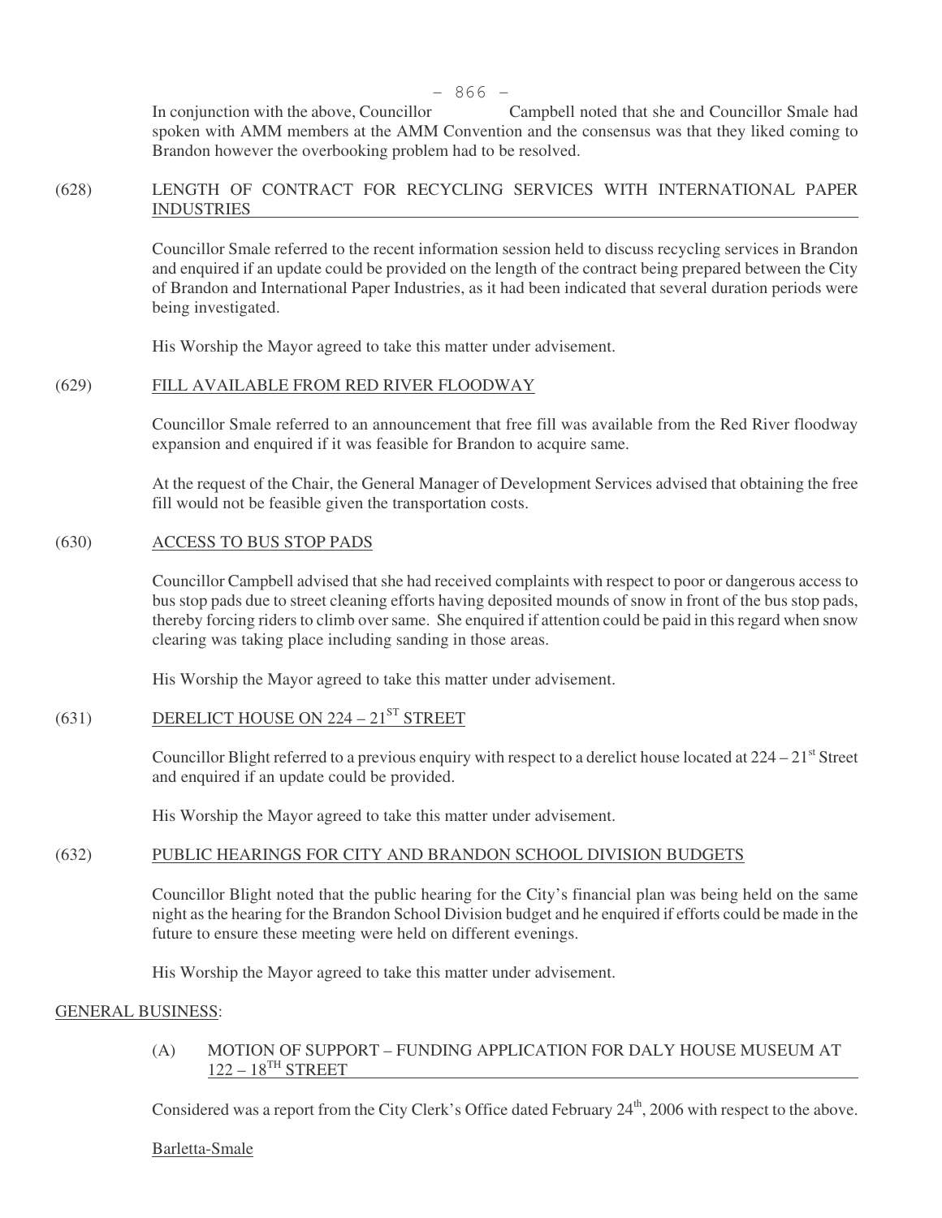In conjunction with the above, Councillor Campbell noted that she and Councillor Smale had spoken with AMM members at the AMM Convention and the consensus was that they liked coming to Brandon however the overbooking problem had to be resolved.

(628) LENGTH OF CONTRACT FOR RECYCLING SERVICES WITH INTERNATIONAL PAPER INDUSTRIES

Councillor Smale referred to the recent information session held to discuss recycling services in Brandon and enquired if an update could be provided on the length of the contract being prepared between the City of Brandon and International Paper Industries, as it had been indicated that several duration periods were being investigated.

His Worship the Mayor agreed to take this matter under advisement.

(629) FILL AVAILABLE FROM RED RIVER FLOODWAY

Councillor Smale referred to an announcement that free fill was available from the Red River floodway expansion and enquired if it was feasible for Brandon to acquire same.

At the request of the Chair, the General Manager of Development Services advised that obtaining the free fill would not be feasible given the transportation costs.

(630) ACCESS TO BUS STOP PADS

Councillor Campbell advised that she had received complaints with respect to poor or dangerous access to bus stop pads due to street cleaning efforts having deposited mounds of snow in front of the bus stop pads, thereby forcing riders to climb over same. She enquired if attention could be paid in this regard when snow clearing was taking place including sanding in those areas.

His Worship the Mayor agreed to take this matter under advisement.

(631) DERELICT HOUSE ON 224 – 21ST STREET

Councillor Blight referred to a previous enquiry with respect to a derelict house located at 224 – 21st Street and enquired if an update could be provided.

His Worship the Mayor agreed to take this matter under advisement.

(632) PUBLIC HEARINGS FOR CITY AND BRANDON SCHOOL DIVISION BUDGETS

Councillor Blight noted that the public hearing for the City's financial plan was being held on the same night as the hearing for the Brandon School Division budget and he enquired if efforts could be made in the future to ensure these meeting were held on different evenings.

His Worship the Mayor agreed to take this matter under advisement.

GENERAL BUSINESS:

(A) MOTION OF SUPPORT – FUNDING APPLICATION FOR DALY HOUSE MUSEUM AT 122 – 18TH STREET

Considered was a report from the City Clerk's Office dated February 24th, 2006 with respect to the above.

Barletta-Smale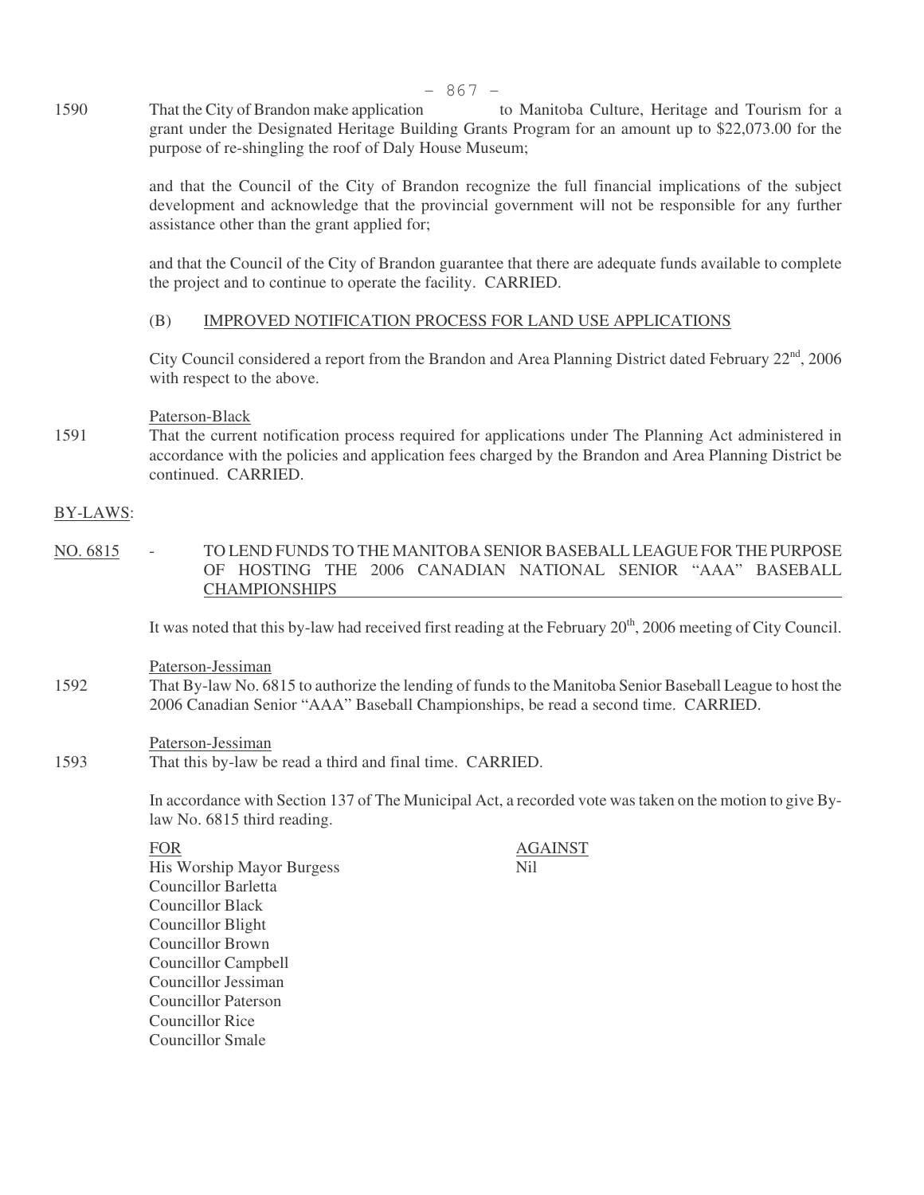1590 That the City of Brandon make application to Manitoba Culture, Heritage and Tourism for a grant under the Designated Heritage Building Grants Program for an amount up to $22,073.00 for the purpose of re-shingling the roof of Daly House Museum;

and that the Council of the City of Brandon recognize the full financial implications of the subject development and acknowledge that the provincial government will not be responsible for any further assistance other than the grant applied for;

and that the Council of the City of Brandon guarantee that there are adequate funds available to complete the project and to continue to operate the facility. CARRIED.

(B) IMPROVED NOTIFICATION PROCESS FOR LAND USE APPLICATIONS

City Council considered a report from the Brandon and Area Planning District dated February 22nd, 2006 with respect to the above.

Paterson-Black

1591 That the current notification process required for applications under The Planning Act administered in accordance with the policies and application fees charged by the Brandon and Area Planning District be continued. CARRIED.

BY-LAWS:

NO. 6815 - TO LEND FUNDS TO THE MANITOBA SENIOR BASEBALL LEAGUE FOR THE PURPOSE OF HOSTING THE 2006 CANADIAN NATIONAL SENIOR "AAA" BASEBALL CHAMPIONSHIPS

It was noted that this by-law had received first reading at the February 20th, 2006 meeting of City Council.

Paterson-Jessiman

1592 That By-law No. 6815 to authorize the lending of funds to the Manitoba Senior Baseball League to host the 2006 Canadian Senior "AAA" Baseball Championships, be read a second time. CARRIED.

Paterson-Jessiman

1593 That this by-law be read a third and final time. CARRIED.

In accordance with Section 137 of The Municipal Act, a recorded vote was taken on the motion to give By-law No. 6815 third reading.

| FOR | AGAINST |
|---|---|
| His Worship Mayor Burgess | Nil |
| Councillor Barletta | |
| Councillor Black | |
| Councillor Blight | |
| Councillor Brown | |
| Councillor Campbell | |
| Councillor Jessiman | |
| Councillor Paterson | |
| Councillor Rice | |
| Councillor Smale | |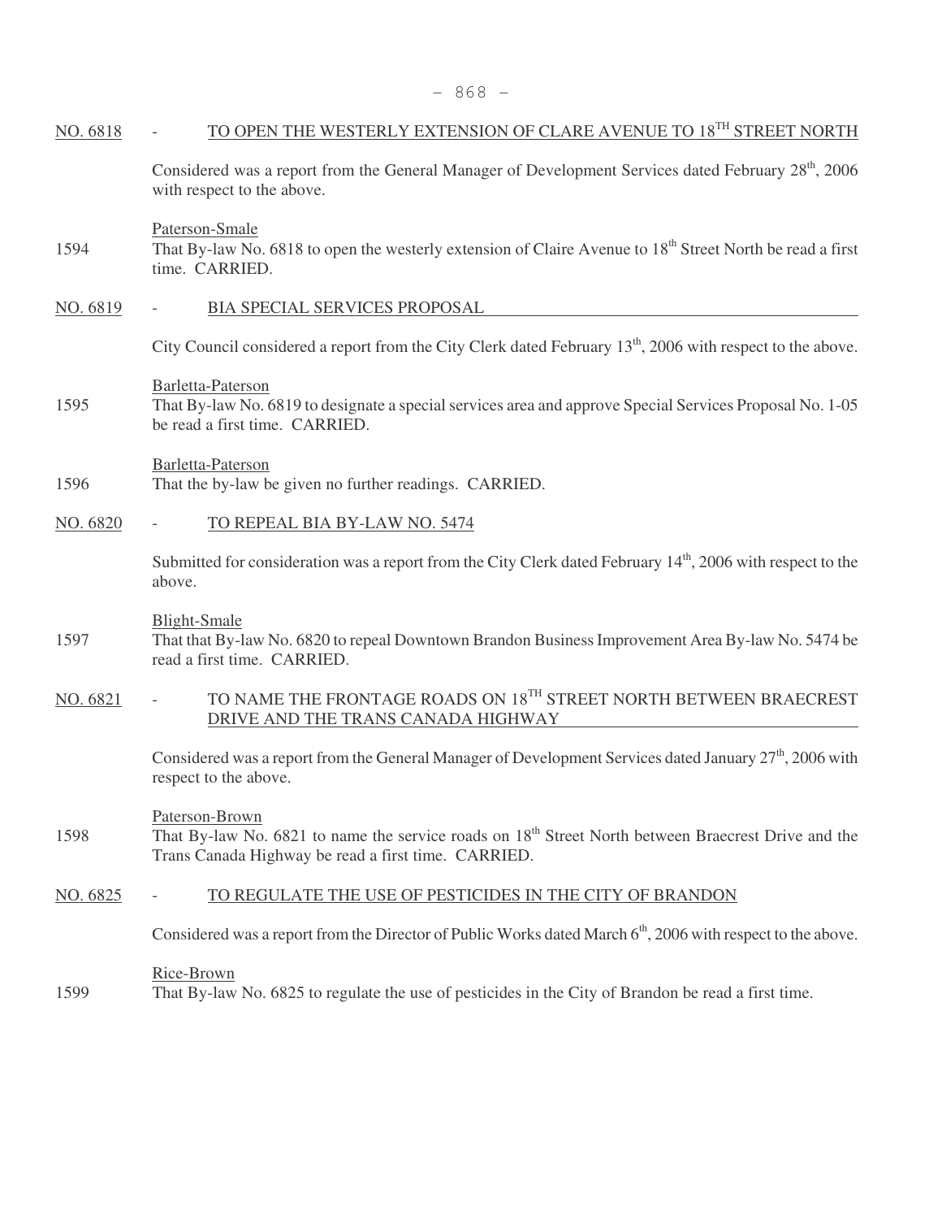NO. 6818 - TO OPEN THE WESTERLY EXTENSION OF CLARE AVENUE TO 18TH STREET NORTH

Considered was a report from the General Manager of Development Services dated February 28th, 2006 with respect to the above.

Paterson-Smale

1594 That By-law No. 6818 to open the westerly extension of Claire Avenue to 18th Street North be read a first time. CARRIED.

NO. 6819 - BIA SPECIAL SERVICES PROPOSAL

City Council considered a report from the City Clerk dated February 13th, 2006 with respect to the above.

Barletta-Paterson

1595 That By-law No. 6819 to designate a special services area and approve Special Services Proposal No. 1-05 be read a first time. CARRIED.

Barletta-Paterson

1596 That the by-law be given no further readings. CARRIED.

NO. 6820 - TO REPEAL BIA BY-LAW NO. 5474

Submitted for consideration was a report from the City Clerk dated February 14th, 2006 with respect to the above.

Blight-Smale

1597 That that By-law No. 6820 to repeal Downtown Brandon Business Improvement Area By-law No. 5474 be read a first time. CARRIED.

NO. 6821 - TO NAME THE FRONTAGE ROADS ON 18TH STREET NORTH BETWEEN BRAECREST DRIVE AND THE TRANS CANADA HIGHWAY

Considered was a report from the General Manager of Development Services dated January 27th, 2006 with respect to the above.

Paterson-Brown

1598 That By-law No. 6821 to name the service roads on 18th Street North between Braecrest Drive and the Trans Canada Highway be read a first time. CARRIED.

NO. 6825 - TO REGULATE THE USE OF PESTICIDES IN THE CITY OF BRANDON

Considered was a report from the Director of Public Works dated March 6th, 2006 with respect to the above.

Rice-Brown

1599 That By-law No. 6825 to regulate the use of pesticides in the City of Brandon be read a first time.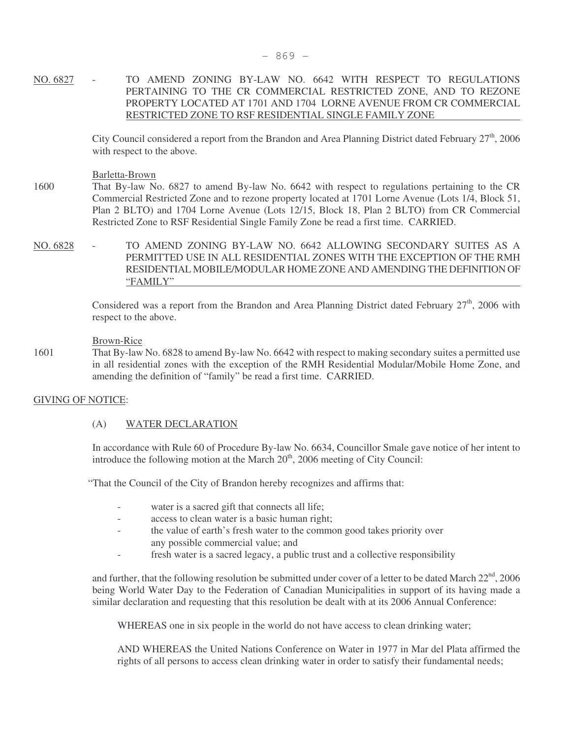NO. 6827 - TO AMEND ZONING BY-LAW NO. 6642 WITH RESPECT TO REGULATIONS PERTAINING TO THE CR COMMERCIAL RESTRICTED ZONE, AND TO REZONE PROPERTY LOCATED AT 1701 AND 1704 LORNE AVENUE FROM CR COMMERCIAL RESTRICTED ZONE TO RSF RESIDENTIAL SINGLE FAMILY ZONE

City Council considered a report from the Brandon and Area Planning District dated February 27th, 2006 with respect to the above.

Barletta-Brown

1600 That By-law No. 6827 to amend By-law No. 6642 with respect to regulations pertaining to the CR Commercial Restricted Zone and to rezone property located at 1701 Lorne Avenue (Lots 1/4, Block 51, Plan 2 BLTO) and 1704 Lorne Avenue (Lots 12/15, Block 18, Plan 2 BLTO) from CR Commercial Restricted Zone to RSF Residential Single Family Zone be read a first time. CARRIED.

NO. 6828 - TO AMEND ZONING BY-LAW NO. 6642 ALLOWING SECONDARY SUITES AS A PERMITTED USE IN ALL RESIDENTIAL ZONES WITH THE EXCEPTION OF THE RMH RESIDENTIAL MOBILE/MODULAR HOME ZONE AND AMENDING THE DEFINITION OF "FAMILY"

Considered was a report from the Brandon and Area Planning District dated February 27th, 2006 with respect to the above.

Brown-Rice

1601 That By-law No. 6828 to amend By-law No. 6642 with respect to making secondary suites a permitted use in all residential zones with the exception of the RMH Residential Modular/Mobile Home Zone, and amending the definition of "family" be read a first time. CARRIED.

GIVING OF NOTICE:

(A) WATER DECLARATION

In accordance with Rule 60 of Procedure By-law No. 6634, Councillor Smale gave notice of her intent to introduce the following motion at the March 20th, 2006 meeting of City Council:

"That the Council of the City of Brandon hereby recognizes and affirms that:

- water is a sacred gift that connects all life;
- access to clean water is a basic human right;
- the value of earth's fresh water to the common good takes priority over any possible commercial value; and
- fresh water is a sacred legacy, a public trust and a collective responsibility

and further, that the following resolution be submitted under cover of a letter to be dated March 22nd, 2006 being World Water Day to the Federation of Canadian Municipalities in support of its having made a similar declaration and requesting that this resolution be dealt with at its 2006 Annual Conference:

WHEREAS one in six people in the world do not have access to clean drinking water;

AND WHEREAS the United Nations Conference on Water in 1977 in Mar del Plata affirmed the rights of all persons to access clean drinking water in order to satisfy their fundamental needs;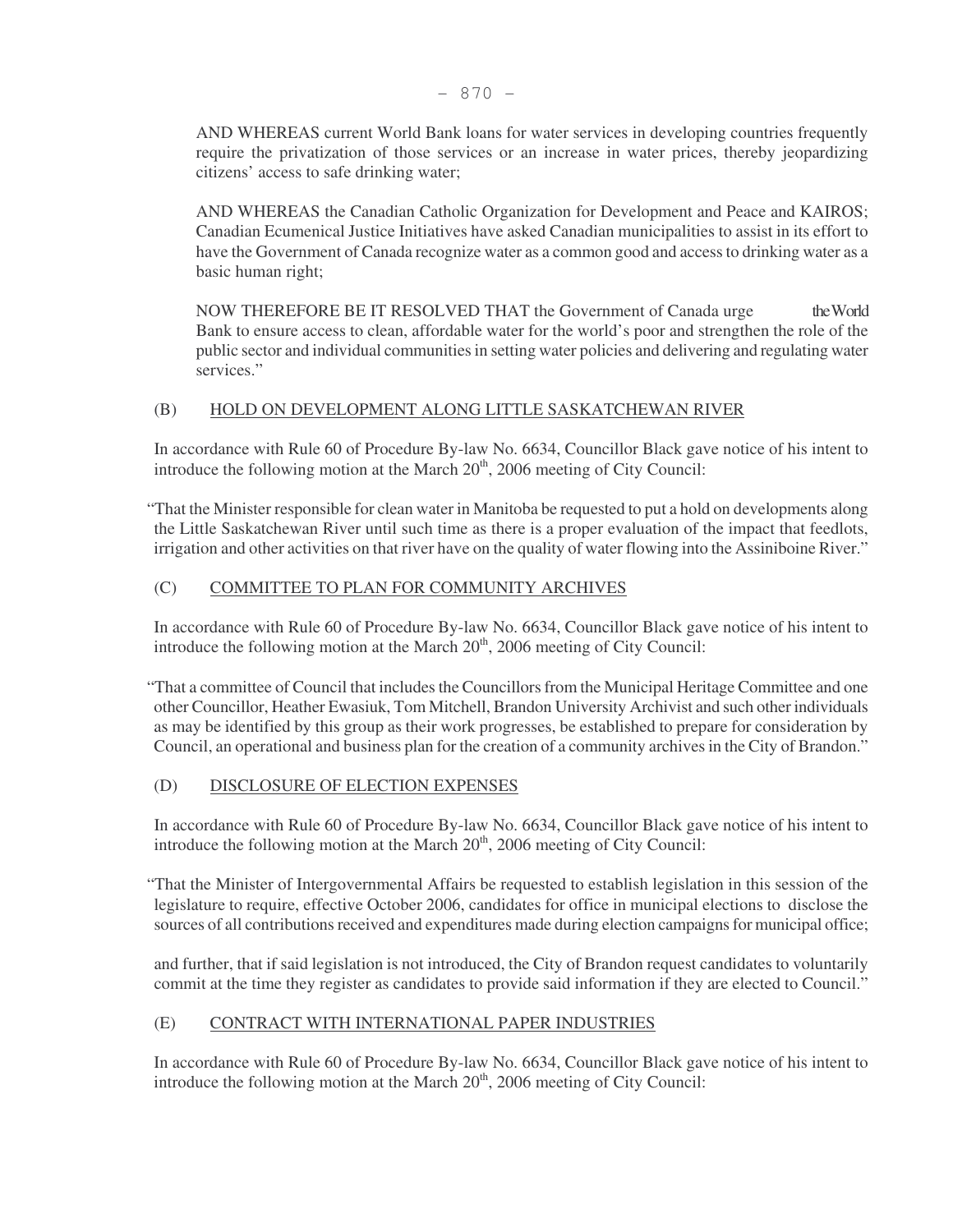AND WHEREAS current World Bank loans for water services in developing countries frequently require the privatization of those services or an increase in water prices, thereby jeopardizing citizens' access to safe drinking water;

AND WHEREAS the Canadian Catholic Organization for Development and Peace and KAIROS; Canadian Ecumenical Justice Initiatives have asked Canadian municipalities to assist in its effort to have the Government of Canada recognize water as a common good and access to drinking water as a basic human right;

NOW THEREFORE BE IT RESOLVED THAT the Government of Canada urge the World Bank to ensure access to clean, affordable water for the world's poor and strengthen the role of the public sector and individual communities in setting water policies and delivering and regulating water services."

(B) HOLD ON DEVELOPMENT ALONG LITTLE SASKATCHEWAN RIVER

In accordance with Rule 60 of Procedure By-law No. 6634, Councillor Black gave notice of his intent to introduce the following motion at the March 20th, 2006 meeting of City Council:

"That the Minister responsible for clean water in Manitoba be requested to put a hold on developments along the Little Saskatchewan River until such time as there is a proper evaluation of the impact that feedlots, irrigation and other activities on that river have on the quality of water flowing into the Assiniboine River."

(C) COMMITTEE TO PLAN FOR COMMUNITY ARCHIVES

In accordance with Rule 60 of Procedure By-law No. 6634, Councillor Black gave notice of his intent to introduce the following motion at the March 20th, 2006 meeting of City Council:

"That a committee of Council that includes the Councillors from the Municipal Heritage Committee and one other Councillor, Heather Ewasiuk, Tom Mitchell, Brandon University Archivist and such other individuals as may be identified by this group as their work progresses, be established to prepare for consideration by Council, an operational and business plan for the creation of a community archives in the City of Brandon."

(D) DISCLOSURE OF ELECTION EXPENSES

In accordance with Rule 60 of Procedure By-law No. 6634, Councillor Black gave notice of his intent to introduce the following motion at the March 20th, 2006 meeting of City Council:

"That the Minister of Intergovernmental Affairs be requested to establish legislation in this session of the legislature to require, effective October 2006, candidates for office in municipal elections to disclose the sources of all contributions received and expenditures made during election campaigns for municipal office;

and further, that if said legislation is not introduced, the City of Brandon request candidates to voluntarily commit at the time they register as candidates to provide said information if they are elected to Council."

(E) CONTRACT WITH INTERNATIONAL PAPER INDUSTRIES

In accordance with Rule 60 of Procedure By-law No. 6634, Councillor Black gave notice of his intent to introduce the following motion at the March 20th, 2006 meeting of City Council: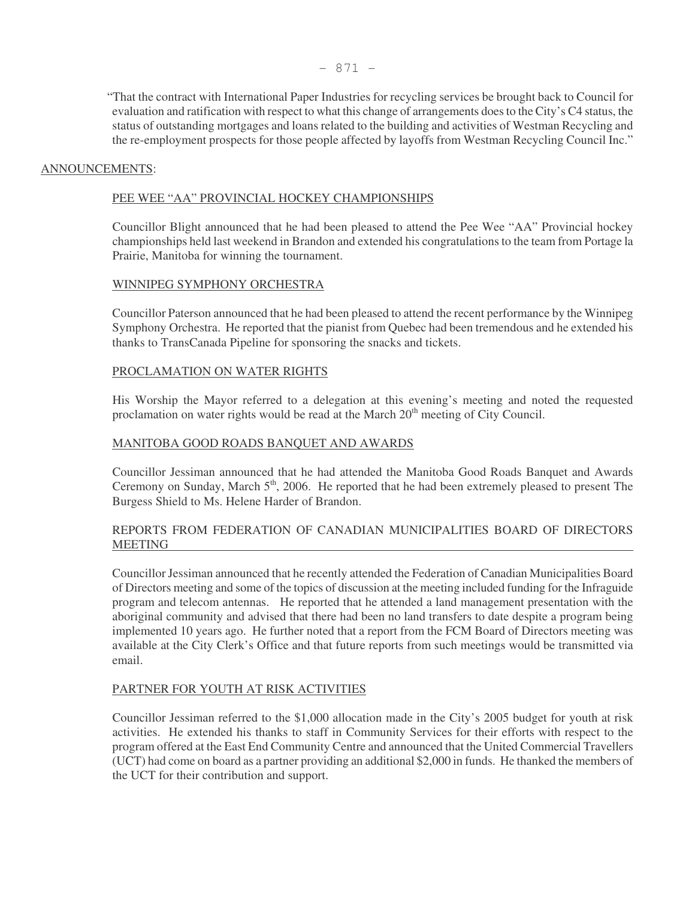"That the contract with International Paper Industries for recycling services be brought back to Council for evaluation and ratification with respect to what this change of arrangements does to the City's C4 status, the status of outstanding mortgages and loans related to the building and activities of Westman Recycling and the re-employment prospects for those people affected by layoffs from Westman Recycling Council Inc."

## ANNOUNCEMENTS:

### PEE WEE "AA" PROVINCIAL HOCKEY CHAMPIONSHIPS

Councillor Blight announced that he had been pleased to attend the Pee Wee "AA" Provincial hockey championships held last weekend in Brandon and extended his congratulations to the team from Portage la Prairie, Manitoba for winning the tournament.

### WINNIPEG SYMPHONY ORCHESTRA

Councillor Paterson announced that he had been pleased to attend the recent performance by the Winnipeg Symphony Orchestra. He reported that the pianist from Quebec had been tremendous and he extended his thanks to TransCanada Pipeline for sponsoring the snacks and tickets.

### PROCLAMATION ON WATER RIGHTS

His Worship the Mayor referred to a delegation at this evening's meeting and noted the requested proclamation on water rights would be read at the March 20th meeting of City Council.

### MANITOBA GOOD ROADS BANQUET AND AWARDS

Councillor Jessiman announced that he had attended the Manitoba Good Roads Banquet and Awards Ceremony on Sunday, March 5th, 2006. He reported that he had been extremely pleased to present The Burgess Shield to Ms. Helene Harder of Brandon.

### REPORTS FROM FEDERATION OF CANADIAN MUNICIPALITIES BOARD OF DIRECTORS MEETING

Councillor Jessiman announced that he recently attended the Federation of Canadian Municipalities Board of Directors meeting and some of the topics of discussion at the meeting included funding for the Infraguide program and telecom antennas. He reported that he attended a land management presentation with the aboriginal community and advised that there had been no land transfers to date despite a program being implemented 10 years ago. He further noted that a report from the FCM Board of Directors meeting was available at the City Clerk's Office and that future reports from such meetings would be transmitted via email.

### PARTNER FOR YOUTH AT RISK ACTIVITIES

Councillor Jessiman referred to the $1,000 allocation made in the City's 2005 budget for youth at risk activities. He extended his thanks to staff in Community Services for their efforts with respect to the program offered at the East End Community Centre and announced that the United Commercial Travellers (UCT) had come on board as a partner providing an additional $2,000 in funds. He thanked the members of the UCT for their contribution and support.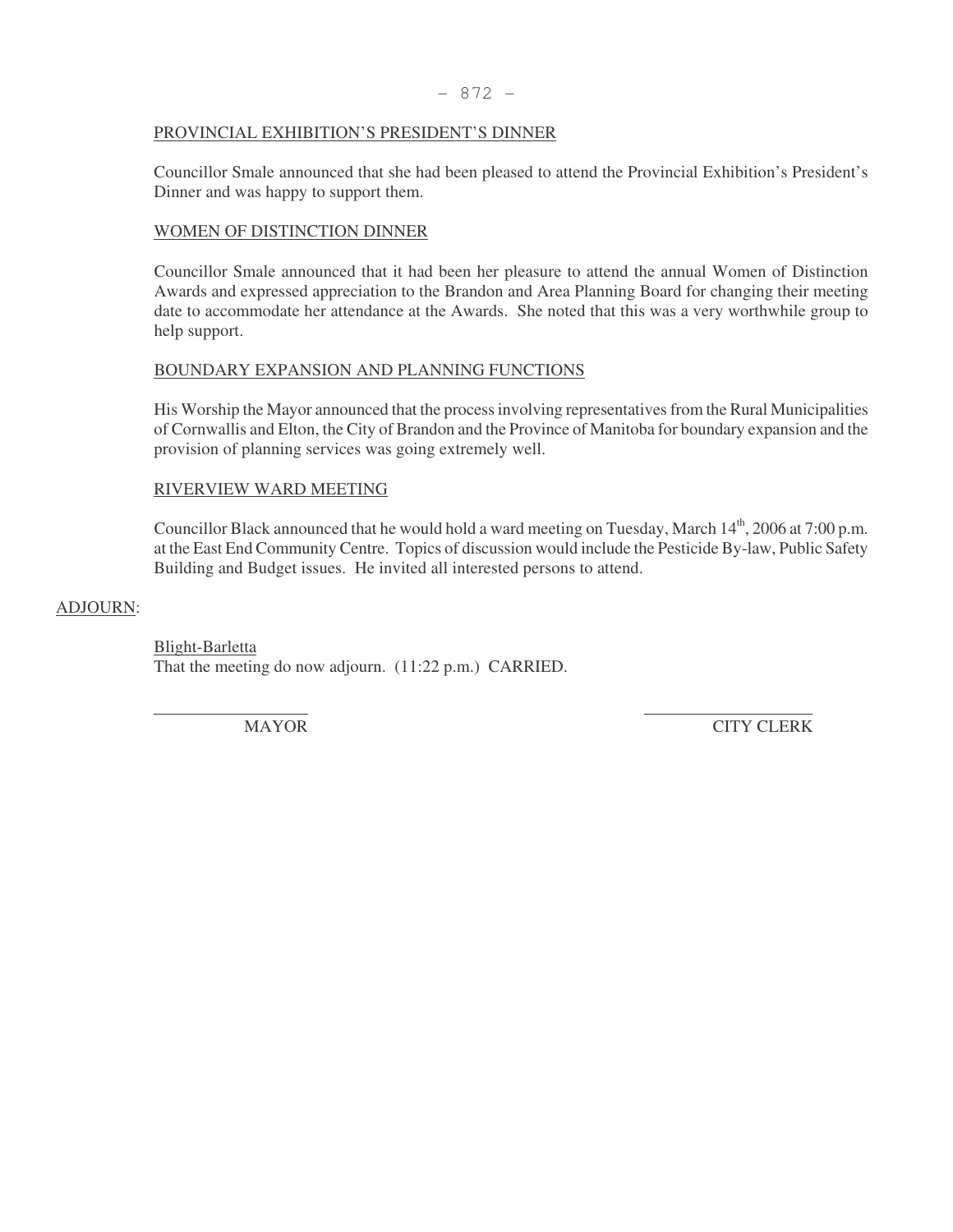PROVINCIAL EXHIBITION'S PRESIDENT'S DINNER

Councillor Smale announced that she had been pleased to attend the Provincial Exhibition's President's Dinner and was happy to support them.

WOMEN OF DISTINCTION DINNER

Councillor Smale announced that it had been her pleasure to attend the annual Women of Distinction Awards and expressed appreciation to the Brandon and Area Planning Board for changing their meeting date to accommodate her attendance at the Awards. She noted that this was a very worthwhile group to help support.

BOUNDARY EXPANSION AND PLANNING FUNCTIONS

His Worship the Mayor announced that the process involving representatives from the Rural Municipalities of Cornwallis and Elton, the City of Brandon and the Province of Manitoba for boundary expansion and the provision of planning services was going extremely well.

RIVERVIEW WARD MEETING

Councillor Black announced that he would hold a ward meeting on Tuesday, March 14th, 2006 at 7:00 p.m. at the East End Community Centre. Topics of discussion would include the Pesticide By-law, Public Safety Building and Budget issues. He invited all interested persons to attend.

ADJOURN:

Blight-Barletta
That the meeting do now adjourn. (11:22 p.m.) CARRIED.

MAYOR

CITY CLERK